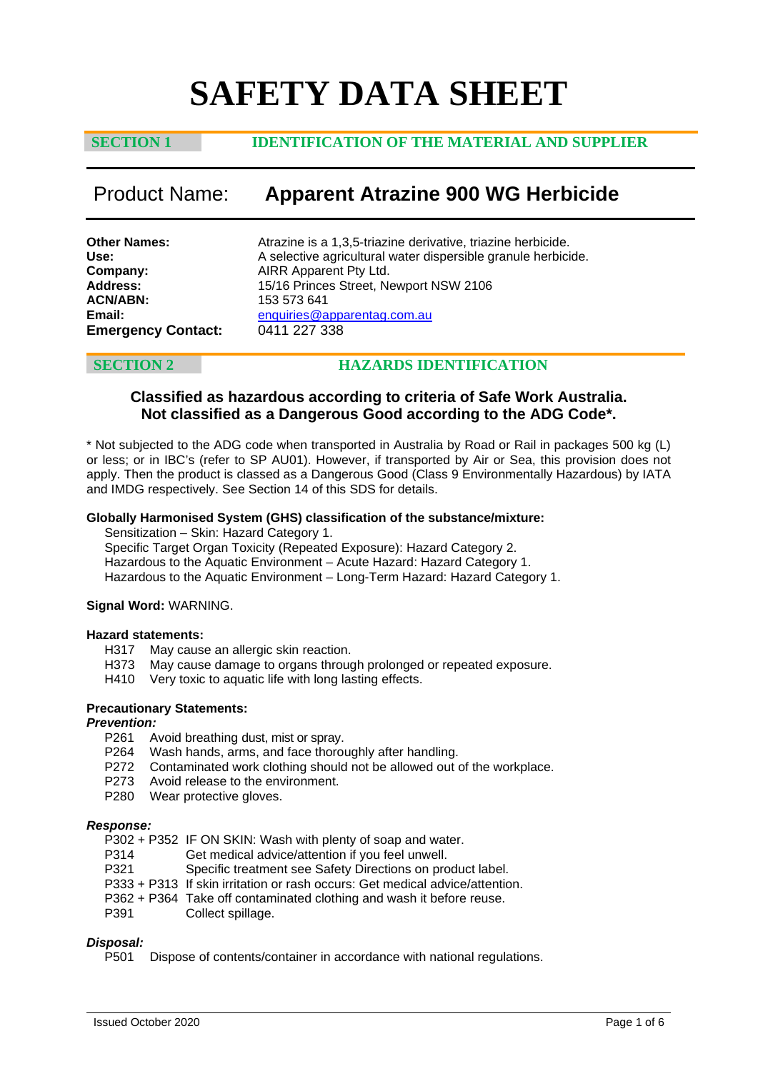# SAFETY DATA SHEET

## SECTION 1 IDENTIFICATION OF THE MATERIAL AND SUPPLIER

## Product Name: Apparent Atrazine 900 WG Herbicide

**Other Names:** Atrazine is a 1,3,5-triazine derivative, triazine herbicide.
**Use:** A selective agricultural water dispersible granule herbicide.
**Company:** AIRR Apparent Pty Ltd.
**Address:** 15/16 Princes Street, Newport NSW 2106
**ACN/ABN:** 153 573 641
**Email:** enquiries@apparentag.com.au
**Emergency Contact:** 0411 227 338

## SECTION 2 HAZARDS IDENTIFICATION

### Classified as hazardous according to criteria of Safe Work Australia. Not classified as a Dangerous Good according to the ADG Code*.

* Not subjected to the ADG code when transported in Australia by Road or Rail in packages 500 kg (L) or less; or in IBC's (refer to SP AU01). However, if transported by Air or Sea, this provision does not apply. Then the product is classed as a Dangerous Good (Class 9 Environmentally Hazardous) by IATA and IMDG respectively. See Section 14 of this SDS for details.

**Globally Harmonised System (GHS) classification of the substance/mixture:**

Sensitization – Skin: Hazard Category 1.
Specific Target Organ Toxicity (Repeated Exposure): Hazard Category 2.
Hazardous to the Aquatic Environment – Acute Hazard: Hazard Category 1.
Hazardous to the Aquatic Environment – Long-Term Hazard: Hazard Category 1.

**Signal Word:** WARNING.

**Hazard statements:**

H317 May cause an allergic skin reaction.
H373 May cause damage to organs through prolonged or repeated exposure.
H410 Very toxic to aquatic life with long lasting effects.

**Precautionary Statements:**

***Prevention:***

P261 Avoid breathing dust, mist or spray.
P264 Wash hands, arms, and face thoroughly after handling.
P272 Contaminated work clothing should not be allowed out of the workplace.
P273 Avoid release to the environment.
P280 Wear protective gloves.

***Response:***

P302 + P352 IF ON SKIN: Wash with plenty of soap and water.
P314 Get medical advice/attention if you feel unwell.
P321 Specific treatment see Safety Directions on product label.
P333 + P313 If skin irritation or rash occurs: Get medical advice/attention.
P362 + P364 Take off contaminated clothing and wash it before reuse.
P391 Collect spillage.

***Disposal:***

P501 Dispose of contents/container in accordance with national regulations.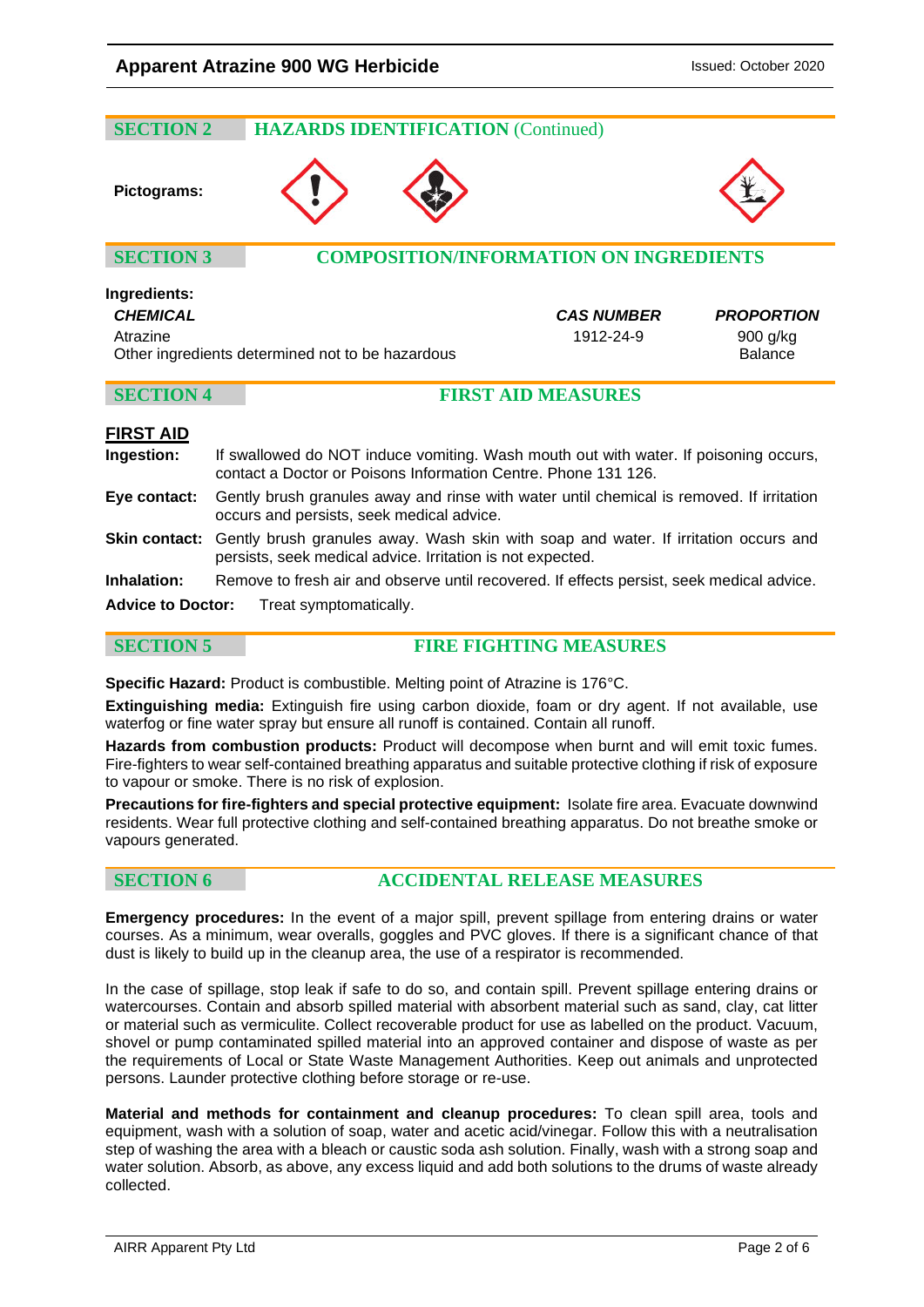## SECTION 2 HAZARDS IDENTIFICATION (Continued)

**Pictograms:**

## SECTION 3 COMPOSITION/INFORMATION ON INGREDIENTS

**Ingredients:**

| ***CHEMICAL*** | ***CAS NUMBER*** | ***PROPORTION*** |
|---|---|---|
| Atrazine | 1912-24-9 | 900 g/kg |
| Other ingredients determined not to be hazardous | | Balance |

## SECTION 4 FIRST AID MEASURES

**FIRST AID**

**Ingestion:** If swallowed do NOT induce vomiting. Wash mouth out with water. If poisoning occurs, contact a Doctor or Poisons Information Centre. Phone 131 126.

**Eye contact:** Gently brush granules away and rinse with water until chemical is removed. If irritation occurs and persists, seek medical advice.

**Skin contact:** Gently brush granules away. Wash skin with soap and water. If irritation occurs and persists, seek medical advice. Irritation is not expected.

**Inhalation:** Remove to fresh air and observe until recovered. If effects persist, seek medical advice.

**Advice to Doctor:** Treat symptomatically.

## SECTION 5 FIRE FIGHTING MEASURES

**Specific Hazard:** Product is combustible. Melting point of Atrazine is 176°C.

**Extinguishing media:** Extinguish fire using carbon dioxide, foam or dry agent. If not available, use waterfog or fine water spray but ensure all runoff is contained. Contain all runoff.

**Hazards from combustion products:** Product will decompose when burnt and will emit toxic fumes. Fire-fighters to wear self-contained breathing apparatus and suitable protective clothing if risk of exposure to vapour or smoke. There is no risk of explosion.

**Precautions for fire-fighters and special protective equipment:** Isolate fire area. Evacuate downwind residents. Wear full protective clothing and self-contained breathing apparatus. Do not breathe smoke or vapours generated.

## SECTION 6 ACCIDENTAL RELEASE MEASURES

**Emergency procedures:** In the event of a major spill, prevent spillage from entering drains or water courses. As a minimum, wear overalls, goggles and PVC gloves. If there is a significant chance of that dust is likely to build up in the cleanup area, the use of a respirator is recommended.

In the case of spillage, stop leak if safe to do so, and contain spill. Prevent spillage entering drains or watercourses. Contain and absorb spilled material with absorbent material such as sand, clay, cat litter or material such as vermiculite. Collect recoverable product for use as labelled on the product. Vacuum, shovel or pump contaminated spilled material into an approved container and dispose of waste as per the requirements of Local or State Waste Management Authorities. Keep out animals and unprotected persons. Launder protective clothing before storage or re-use.

**Material and methods for containment and cleanup procedures:** To clean spill area, tools and equipment, wash with a solution of soap, water and acetic acid/vinegar. Follow this with a neutralisation step of washing the area with a bleach or caustic soda ash solution. Finally, wash with a strong soap and water solution. Absorb, as above, any excess liquid and add both solutions to the drums of waste already collected.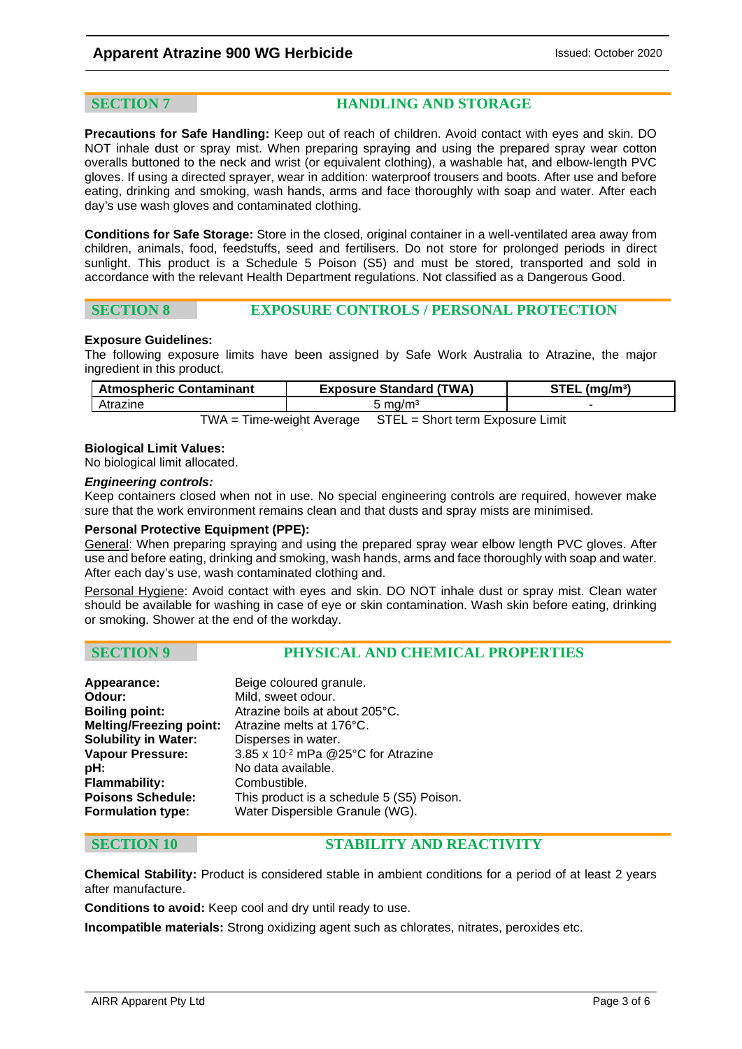## SECTION 7 HANDLING AND STORAGE

**Precautions for Safe Handling:** Keep out of reach of children. Avoid contact with eyes and skin. DO NOT inhale dust or spray mist. When preparing spraying and using the prepared spray wear cotton overalls buttoned to the neck and wrist (or equivalent clothing), a washable hat, and elbow-length PVC gloves. If using a directed sprayer, wear in addition: waterproof trousers and boots. After use and before eating, drinking and smoking, wash hands, arms and face thoroughly with soap and water. After each day's use wash gloves and contaminated clothing.

**Conditions for Safe Storage:** Store in the closed, original container in a well-ventilated area away from children, animals, food, feedstuffs, seed and fertilisers. Do not store for prolonged periods in direct sunlight. This product is a Schedule 5 Poison (S5) and must be stored, transported and sold in accordance with the relevant Health Department regulations. Not classified as a Dangerous Good.

## SECTION 8 EXPOSURE CONTROLS / PERSONAL PROTECTION

**Exposure Guidelines:**

The following exposure limits have been assigned by Safe Work Australia to Atrazine, the major ingredient in this product.

| Atmospheric Contaminant | Exposure Standard (TWA) | STEL ($mg/m^3$) |
|---|---|---|
| Atrazine | 5 $mg/m^3$ | - |

TWA = Time-weight Average STEL = Short term Exposure Limit

**Biological Limit Values:**

No biological limit allocated.

***Engineering controls:***

Keep containers closed when not in use. No special engineering controls are required, however make sure that the work environment remains clean and that dusts and spray mists are minimised.

**Personal Protective Equipment (PPE):**

General: When preparing spraying and using the prepared spray wear elbow length PVC gloves. After use and before eating, drinking and smoking, wash hands, arms and face thoroughly with soap and water. After each day's use, wash contaminated clothing and.

Personal Hygiene: Avoid contact with eyes and skin. DO NOT inhale dust or spray mist. Clean water should be available for washing in case of eye or skin contamination. Wash skin before eating, drinking or smoking. Shower at the end of the workday.

## SECTION 9 PHYSICAL AND CHEMICAL PROPERTIES

**Appearance:** Beige coloured granule.
**Odour:** Mild, sweet odour.
**Boiling point:** Atrazine boils at about 205°C.
**Melting/Freezing point:** Atrazine melts at 176°C.
**Solubility in Water:** Disperses in water.
**Vapour Pressure:** $3.85 \times 10^{-2}$ mPa @25°C for Atrazine
**pH:** No data available.
**Flammability:** Combustible.
**Poisons Schedule:** This product is a schedule 5 (S5) Poison.
**Formulation type:** Water Dispersible Granule (WG).

## SECTION 10 STABILITY AND REACTIVITY

**Chemical Stability:** Product is considered stable in ambient conditions for a period of at least 2 years after manufacture.

**Conditions to avoid:** Keep cool and dry until ready to use.

**Incompatible materials:** Strong oxidizing agent such as chlorates, nitrates, peroxides etc.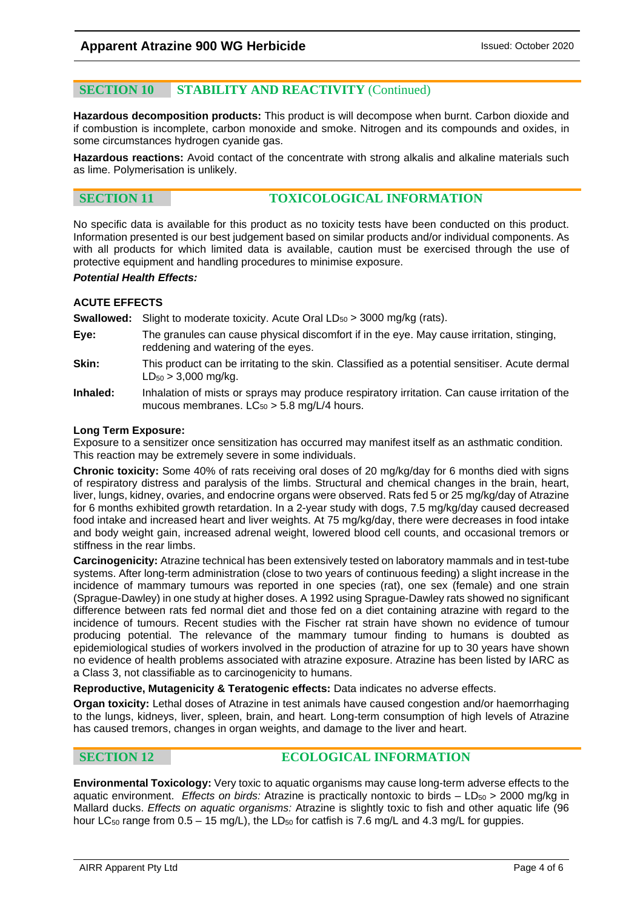## SECTION 10 STABILITY AND REACTIVITY (Continued)

**Hazardous decomposition products:** This product is will decompose when burnt. Carbon dioxide and if combustion is incomplete, carbon monoxide and smoke. Nitrogen and its compounds and oxides, in some circumstances hydrogen cyanide gas.

**Hazardous reactions:** Avoid contact of the concentrate with strong alkalis and alkaline materials such as lime. Polymerisation is unlikely.

## SECTION 11 TOXICOLOGICAL INFORMATION

No specific data is available for this product as no toxicity tests have been conducted on this product. Information presented is our best judgement based on similar products and/or individual components. As with all products for which limited data is available, caution must be exercised through the use of protective equipment and handling procedures to minimise exposure.

***Potential Health Effects:***

**ACUTE EFFECTS**

**Swallowed:** Slight to moderate toxicity. Acute Oral $LD_{50}$ > 3000 mg/kg (rats).

**Eye:** The granules can cause physical discomfort if in the eye. May cause irritation, stinging, reddening and watering of the eyes.

**Skin:** This product can be irritating to the skin. Classified as a potential sensitiser. Acute dermal $LD_{50}$ > 3,000 mg/kg.

**Inhaled:** Inhalation of mists or sprays may produce respiratory irritation. Can cause irritation of the mucous membranes. $LC_{50}$ > 5.8 mg/L/4 hours.

**Long Term Exposure:**
Exposure to a sensitizer once sensitization has occurred may manifest itself as an asthmatic condition. This reaction may be extremely severe in some individuals.

**Chronic toxicity:** Some 40% of rats receiving oral doses of 20 mg/kg/day for 6 months died with signs of respiratory distress and paralysis of the limbs. Structural and chemical changes in the brain, heart, liver, lungs, kidney, ovaries, and endocrine organs were observed. Rats fed 5 or 25 mg/kg/day of Atrazine for 6 months exhibited growth retardation. In a 2-year study with dogs, 7.5 mg/kg/day caused decreased food intake and increased heart and liver weights. At 75 mg/kg/day, there were decreases in food intake and body weight gain, increased adrenal weight, lowered blood cell counts, and occasional tremors or stiffness in the rear limbs.

**Carcinogenicity:** Atrazine technical has been extensively tested on laboratory mammals and in test-tube systems. After long-term administration (close to two years of continuous feeding) a slight increase in the incidence of mammary tumours was reported in one species (rat), one sex (female) and one strain (Sprague-Dawley) in one study at higher doses. A 1992 using Sprague-Dawley rats showed no significant difference between rats fed normal diet and those fed on a diet containing atrazine with regard to the incidence of tumours. Recent studies with the Fischer rat strain have shown no evidence of tumour producing potential. The relevance of the mammary tumour finding to humans is doubted as epidemiological studies of workers involved in the production of atrazine for up to 30 years have shown no evidence of health problems associated with atrazine exposure. Atrazine has been listed by IARC as a Class 3, not classifiable as to carcinogenicity to humans.

**Reproductive, Mutagenicity & Teratogenic effects:** Data indicates no adverse effects.

**Organ toxicity:** Lethal doses of Atrazine in test animals have caused congestion and/or haemorrhaging to the lungs, kidneys, liver, spleen, brain, and heart. Long-term consumption of high levels of Atrazine has caused tremors, changes in organ weights, and damage to the liver and heart.

## SECTION 12 ECOLOGICAL INFORMATION

**Environmental Toxicology:** Very toxic to aquatic organisms may cause long-term adverse effects to the aquatic environment. *Effects on birds:* Atrazine is practically nontoxic to birds – $LD_{50}$ > 2000 mg/kg in Mallard ducks. *Effects on aquatic organisms:* Atrazine is slightly toxic to fish and other aquatic life (96 hour $LC_{50}$ range from 0.5 – 15 mg/L), the $LD_{50}$ for catfish is 7.6 mg/L and 4.3 mg/L for guppies.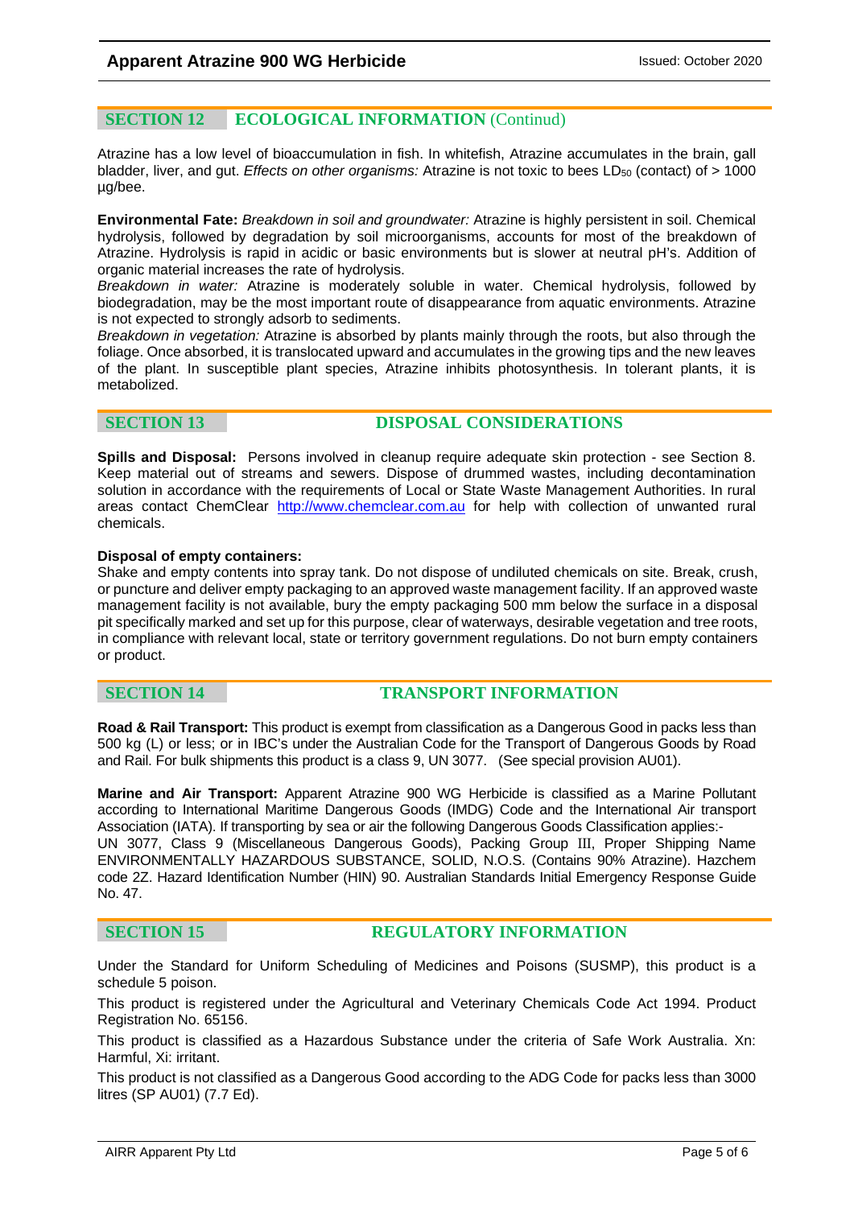## SECTION 12 ECOLOGICAL INFORMATION (Continud)

Atrazine has a low level of bioaccumulation in fish. In whitefish, Atrazine accumulates in the brain, gall bladder, liver, and gut. *Effects on other organisms:* Atrazine is not toxic to bees $LD_{50}$ (contact) of > 1000 µg/bee.

**Environmental Fate:** *Breakdown in soil and groundwater:* Atrazine is highly persistent in soil. Chemical hydrolysis, followed by degradation by soil microorganisms, accounts for most of the breakdown of Atrazine. Hydrolysis is rapid in acidic or basic environments but is slower at neutral pH's. Addition of organic material increases the rate of hydrolysis.
*Breakdown in water:* Atrazine is moderately soluble in water. Chemical hydrolysis, followed by biodegradation, may be the most important route of disappearance from aquatic environments. Atrazine is not expected to strongly adsorb to sediments.
*Breakdown in vegetation:* Atrazine is absorbed by plants mainly through the roots, but also through the foliage. Once absorbed, it is translocated upward and accumulates in the growing tips and the new leaves of the plant. In susceptible plant species, Atrazine inhibits photosynthesis. In tolerant plants, it is metabolized.

## SECTION 13 DISPOSAL CONSIDERATIONS

**Spills and Disposal:** Persons involved in cleanup require adequate skin protection - see Section 8. Keep material out of streams and sewers. Dispose of drummed wastes, including decontamination solution in accordance with the requirements of Local or State Waste Management Authorities. In rural areas contact ChemClear http://www.chemclear.com.au for help with collection of unwanted rural chemicals.

**Disposal of empty containers:**
Shake and empty contents into spray tank. Do not dispose of undiluted chemicals on site. Break, crush, or puncture and deliver empty packaging to an approved waste management facility. If an approved waste management facility is not available, bury the empty packaging 500 mm below the surface in a disposal pit specifically marked and set up for this purpose, clear of waterways, desirable vegetation and tree roots, in compliance with relevant local, state or territory government regulations. Do not burn empty containers or product.

## SECTION 14 TRANSPORT INFORMATION

**Road & Rail Transport:** This product is exempt from classification as a Dangerous Good in packs less than 500 kg (L) or less; or in IBC's under the Australian Code for the Transport of Dangerous Goods by Road and Rail. For bulk shipments this product is a class 9, UN 3077. (See special provision AU01).

**Marine and Air Transport:** Apparent Atrazine 900 WG Herbicide is classified as a Marine Pollutant according to International Maritime Dangerous Goods (IMDG) Code and the International Air transport Association (IATA). If transporting by sea or air the following Dangerous Goods Classification applies:-
UN 3077, Class 9 (Miscellaneous Dangerous Goods), Packing Group III, Proper Shipping Name ENVIRONMENTALLY HAZARDOUS SUBSTANCE, SOLID, N.O.S. (Contains 90% Atrazine). Hazchem code 2Z. Hazard Identification Number (HIN) 90. Australian Standards Initial Emergency Response Guide No. 47.

## SECTION 15 REGULATORY INFORMATION

Under the Standard for Uniform Scheduling of Medicines and Poisons (SUSMP), this product is a schedule 5 poison.

This product is registered under the Agricultural and Veterinary Chemicals Code Act 1994. Product Registration No. 65156.

This product is classified as a Hazardous Substance under the criteria of Safe Work Australia. Xn: Harmful, Xi: irritant.

This product is not classified as a Dangerous Good according to the ADG Code for packs less than 3000 litres (SP AU01) (7.7 Ed).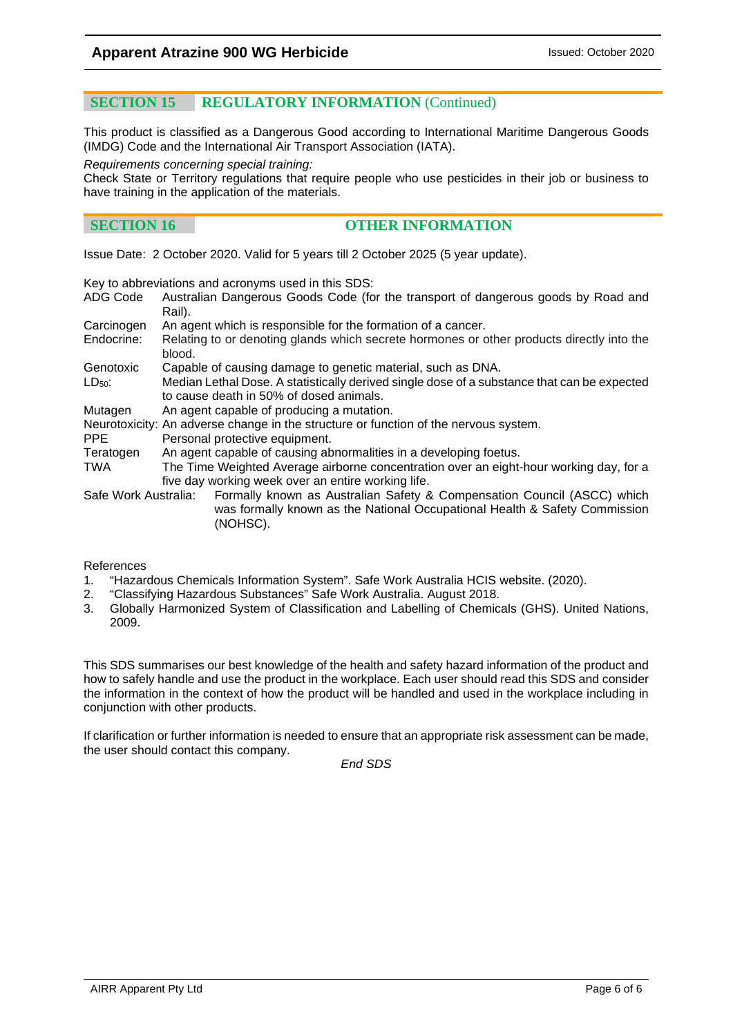## SECTION 15 REGULATORY INFORMATION (Continued)

This product is classified as a Dangerous Good according to International Maritime Dangerous Goods (IMDG) Code and the International Air Transport Association (IATA).

*Requirements concerning special training:*

Check State or Territory regulations that require people who use pesticides in their job or business to have training in the application of the materials.

## SECTION 16 OTHER INFORMATION

Issue Date: 2 October 2020. Valid for 5 years till 2 October 2025 (5 year update).

Key to abbreviations and acronyms used in this SDS:

| | |
|---|---|
| ADG Code | Australian Dangerous Goods Code (for the transport of dangerous goods by Road and Rail). |
| Carcinogen | An agent which is responsible for the formation of a cancer. |
| Endocrine: | Relating to or denoting glands which secrete hormones or other products directly into the blood. |
| Genotoxic | Capable of causing damage to genetic material, such as DNA. |
| $LD_{50}$: | Median Lethal Dose. A statistically derived single dose of a substance that can be expected to cause death in 50% of dosed animals. |
| Mutagen | An agent capable of producing a mutation. |
| Neurotoxicity: | An adverse change in the structure or function of the nervous system. |
| PPE | Personal protective equipment. |
| Teratogen | An agent capable of causing abnormalities in a developing foetus. |
| TWA | The Time Weighted Average airborne concentration over an eight-hour working day, for a five day working week over an entire working life. |
| Safe Work Australia: | Formally known as Australian Safety & Compensation Council (ASCC) which was formally known as the National Occupational Health & Safety Commission (NOHSC). |

References

1. "Hazardous Chemicals Information System". Safe Work Australia HCIS website. (2020).
2. "Classifying Hazardous Substances" Safe Work Australia. August 2018.
3. Globally Harmonized System of Classification and Labelling of Chemicals (GHS). United Nations, 2009.

This SDS summarises our best knowledge of the health and safety hazard information of the product and how to safely handle and use the product in the workplace. Each user should read this SDS and consider the information in the context of how the product will be handled and used in the workplace including in conjunction with other products.

If clarification or further information is needed to ensure that an appropriate risk assessment can be made, the user should contact this company.

*End SDS*